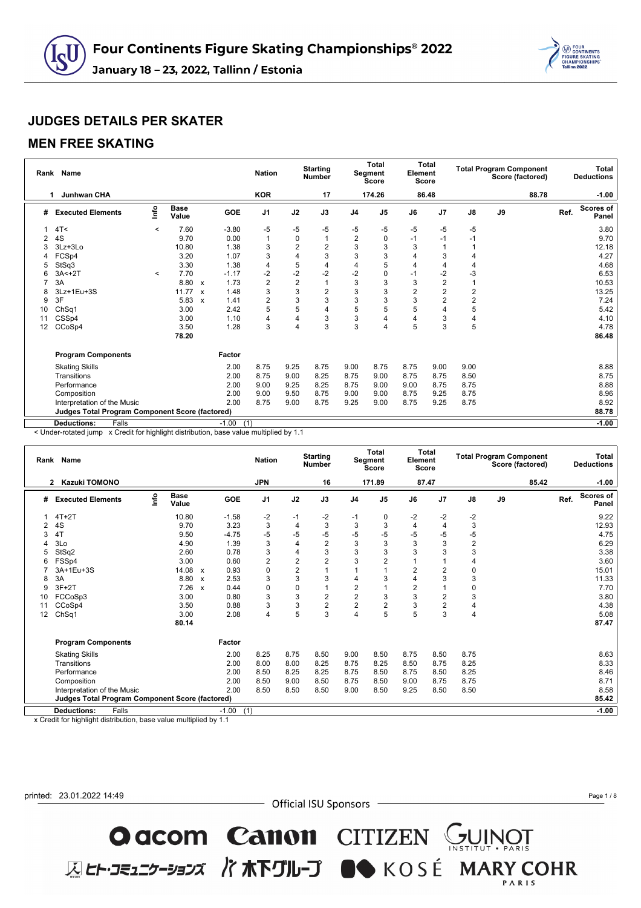# Four Continents Figure Skating Championships® 2022

January 18 – 23, 2022, Tallinn / Estonia

## JUDGES DETAILS PER SKATER

## MEN FREE SKATING

| Rank | Name | Nation | Starting Number | Total Segment Score | Total Element Score | Total Program Component Score (factored) | Total Deductions |
|---|---|---|---|---|---|---|---|
| 1 | Junhwan CHA | KOR | 17 | 174.26 | 86.48 | 88.78 | -1.00 |

| # | Executed Elements | Info | Base Value | | GOE | J1 | J2 | J3 | J4 | J5 | J6 | J7 | J8 | J9 | Ref. | Scores of Panel |
|---|---|---|---|---|---|---|---|---|---|---|---|---|---|---|---|---|
| 1 | 4T< | < | 7.60 | | -3.80 | -5 | -5 | -5 | -5 | -5 | -5 | -5 | -5 | | | 3.80 |
| 2 | 4S | | 9.70 | | 0.00 | 1 | 0 | 1 | 2 | 0 | -1 | -1 | -1 | | | 9.70 |
| 3 | 3Lz+3Lo | | 10.80 | | 1.38 | 3 | 2 | 2 | 3 | 3 | 3 | 1 | 1 | | | 12.18 |
| 4 | FCSp4 | | 3.20 | | 1.07 | 3 | 4 | 3 | 3 | 3 | 4 | 3 | 4 | | | 4.27 |
| 5 | StSq3 | | 3.30 | | 1.38 | 4 | 5 | 4 | 4 | 5 | 4 | 4 | 4 | | | 4.68 |
| 6 | 3A<+2T | < | 7.70 | | -1.17 | -2 | -2 | -2 | -2 | 0 | -1 | -2 | -3 | | | 6.53 |
| 7 | 3A | | 8.80 | x | 1.73 | 2 | 2 | 1 | 3 | 3 | 3 | 2 | 1 | | | 10.53 |
| 8 | 3Lz+1Eu+3S | | 11.77 | x | 1.48 | 3 | 3 | 2 | 3 | 3 | 2 | 2 | 2 | | | 13.25 |
| 9 | 3F | | 5.83 | x | 1.41 | 2 | 3 | 3 | 3 | 3 | 3 | 2 | 2 | | | 7.24 |
| 10 | ChSq1 | | 3.00 | | 2.42 | 5 | 5 | 4 | 5 | 5 | 5 | 4 | 5 | | | 5.42 |
| 11 | CSSp4 | | 3.00 | | 1.10 | 4 | 4 | 3 | 3 | 4 | 4 | 3 | 4 | | | 4.10 |
| 12 | CCoSp4 | | 3.50 | | 1.28 | 3 | 4 | 3 | 3 | 4 | 5 | 3 | 5 | | | 4.78 |
| | | | 78.20 | | | | | | | | | | | | | 86.48 |

| Program Components | Factor | J1 | J2 | J3 | J4 | J5 | J6 | J7 | J8 | J9 | Scores of Panel |
|---|---|---|---|---|---|---|---|---|---|---|---|
| Skating Skills | 2.00 | 8.75 | 9.25 | 8.75 | 9.00 | 8.75 | 8.75 | 9.00 | 9.00 | | 8.88 |
| Transitions | 2.00 | 8.75 | 9.00 | 8.25 | 8.75 | 9.00 | 8.75 | 8.75 | 8.50 | | 8.75 |
| Performance | 2.00 | 9.00 | 9.25 | 8.25 | 8.75 | 9.00 | 9.00 | 8.75 | 8.75 | | 8.88 |
| Composition | 2.00 | 9.00 | 9.50 | 8.75 | 9.00 | 9.00 | 8.75 | 9.25 | 8.75 | | 8.96 |
| Interpretation of the Music | 2.00 | 8.75 | 9.00 | 8.75 | 9.25 | 9.00 | 8.75 | 9.25 | 8.75 | | 8.92 |
| Judges Total Program Component Score (factored) | | | | | | | | | | | 88.78 |
| Deductions: Falls | -1.00 (1) | | | | | | | | | | -1.00 |

< Under-rotated jump x Credit for highlight distribution, base value multiplied by 1.1

| Rank | Name | Nation | Starting Number | Total Segment Score | Total Element Score | Total Program Component Score (factored) | Total Deductions |
|---|---|---|---|---|---|---|---|
| 2 | Kazuki TOMONO | JPN | 16 | 171.89 | 87.47 | 85.42 | -1.00 |

| # | Executed Elements | Info | Base Value | | GOE | J1 | J2 | J3 | J4 | J5 | J6 | J7 | J8 | J9 | Ref. | Scores of Panel |
|---|---|---|---|---|---|---|---|---|---|---|---|---|---|---|---|---|
| 1 | 4T+2T | | 10.80 | | -1.58 | -2 | -1 | -2 | -1 | 0 | -2 | -2 | -2 | | | 9.22 |
| 2 | 4S | | 9.70 | | 3.23 | 3 | 4 | 3 | 3 | 3 | 4 | 4 | 3 | | | 12.93 |
| 3 | 4T | | 9.50 | | -4.75 | -5 | -5 | -5 | -5 | -5 | -5 | -5 | -5 | | | 4.75 |
| 4 | 3Lo | | 4.90 | | 1.39 | 3 | 4 | 2 | 3 | 3 | 3 | 3 | 2 | | | 6.29 |
| 5 | StSq2 | | 2.60 | | 0.78 | 3 | 4 | 3 | 3 | 3 | 3 | 3 | 3 | | | 3.38 |
| 6 | FSSp4 | | 3.00 | | 0.60 | 2 | 2 | 2 | 3 | 2 | 1 | 1 | 4 | | | 3.60 |
| 7 | 3A+1Eu+3S | | 14.08 | x | 0.93 | 0 | 2 | 1 | 1 | 1 | 2 | 2 | 0 | | | 15.01 |
| 8 | 3A | | 8.80 | x | 2.53 | 3 | 3 | 3 | 4 | 3 | 4 | 3 | 3 | | | 11.33 |
| 9 | 3F+2T | | 7.26 | x | 0.44 | 0 | 0 | 1 | 2 | 1 | 2 | 1 | 0 | | | 7.70 |
| 10 | FCCoSp3 | | 3.00 | | 0.80 | 3 | 3 | 2 | 2 | 3 | 3 | 2 | 3 | | | 3.80 |
| 11 | CCoSp4 | | 3.50 | | 0.88 | 3 | 3 | 2 | 2 | 2 | 3 | 2 | 4 | | | 4.38 |
| 12 | ChSq1 | | 3.00 | | 2.08 | 4 | 5 | 3 | 4 | 5 | 5 | 3 | 4 | | | 5.08 |
| | | | 80.14 | | | | | | | | | | | | | 87.47 |

| Program Components | Factor | J1 | J2 | J3 | J4 | J5 | J6 | J7 | J8 | J9 | Scores of Panel |
|---|---|---|---|---|---|---|---|---|---|---|---|
| Skating Skills | 2.00 | 8.25 | 8.75 | 8.50 | 9.00 | 8.50 | 8.75 | 8.50 | 8.75 | | 8.63 |
| Transitions | 2.00 | 8.00 | 8.00 | 8.25 | 8.75 | 8.25 | 8.50 | 8.75 | 8.25 | | 8.33 |
| Performance | 2.00 | 8.50 | 8.25 | 8.25 | 8.75 | 8.50 | 8.75 | 8.50 | 8.25 | | 8.46 |
| Composition | 2.00 | 8.50 | 9.00 | 8.50 | 8.75 | 8.50 | 9.00 | 8.75 | 8.75 | | 8.71 |
| Interpretation of the Music | 2.00 | 8.50 | 8.50 | 8.50 | 9.00 | 8.50 | 9.25 | 8.50 | 8.50 | | 8.58 |
| Judges Total Program Component Score (factored) | | | | | | | | | | | 85.42 |
| Deductions: Falls | -1.00 (1) | | | | | | | | | | -1.00 |

x Credit for highlight distribution, base value multiplied by 1.1

printed: 23.01.2022 14:49

Official ISU Sponsors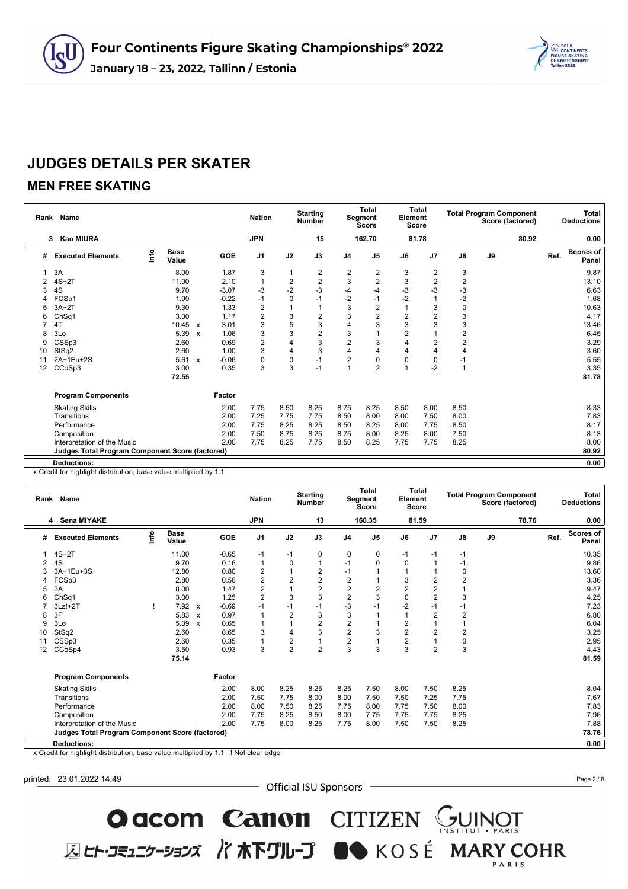# Four Continents Figure Skating Championships® 2022

**January 18 – 23, 2022, Tallinn / Estonia**

## JUDGES DETAILS PER SKATER

### MEN FREE SKATING

| Rank | Name | Nation | Starting Number | Total Segment Score | Total Element Score | Total Program Component Score (factored) | Total Deductions |
|---|---|---|---|---|---|---|---|
| 3 | Kao MIURA | JPN | 15 | 162.70 | 81.78 | 80.92 | 0.00 |

| # | Executed Elements | Info | Base Value | | GOE | J1 | J2 | J3 | J4 | J5 | J6 | J7 | J8 | J9 | Ref. | Scores of Panel |
|---|---|---|---|---|---|---|---|---|---|---|---|---|---|---|---|---|
| 1 | 3A | | 8.00 | | 1.87 | 3 | 1 | 2 | 2 | 2 | 3 | 2 | 3 | | | 9.87 |
| 2 | 4S+2T | | 11.00 | | 2.10 | 1 | 2 | 2 | 3 | 2 | 3 | 2 | 2 | | | 13.10 |
| 3 | 4S | | 9.70 | | -3.07 | -3 | -2 | -3 | -4 | -4 | -3 | -3 | -3 | | | 6.63 |
| 4 | FCSp1 | | 1.90 | | -0.22 | -1 | 0 | -1 | -2 | -1 | -2 | 1 | -2 | | | 1.68 |
| 5 | 3A+2T | | 9.30 | | 1.33 | 2 | 1 | 1 | 3 | 2 | 1 | 3 | 0 | | | 10.63 |
| 6 | ChSq1 | | 3.00 | | 1.17 | 2 | 3 | 2 | 3 | 2 | 2 | 2 | 3 | | | 4.17 |
| 7 | 4T | | 10.45 | x | 3.01 | 3 | 5 | 3 | 4 | 3 | 3 | 3 | 3 | | | 13.46 |
| 8 | 3Lo | | 5.39 | x | 1.06 | 3 | 3 | 2 | 3 | 1 | 2 | 1 | 2 | | | 6.45 |
| 9 | CSSp3 | | 2.60 | | 0.69 | 2 | 4 | 3 | 2 | 3 | 4 | 2 | 2 | | | 3.29 |
| 10 | StSq2 | | 2.60 | | 1.00 | 3 | 4 | 3 | 4 | 4 | 4 | 4 | 4 | | | 3.60 |
| 11 | 2A+1Eu+2S | | 5.61 | x | -0.06 | 0 | 0 | -1 | 2 | 0 | 0 | 0 | -1 | | | 5.55 |
| 12 | CCoSp3 | | 3.00 | | 0.35 | 3 | 3 | -1 | 1 | 2 | 1 | -2 | 1 | | | 3.35 |
| | | | 72.55 | | | | | | | | | | | | | 81.78 |

| Program Components | Factor | J1 | J2 | J3 | J4 | J5 | J6 | J7 | J8 | J9 | Scores of Panel |
|---|---|---|---|---|---|---|---|---|---|---|---|
| Skating Skills | 2.00 | 7.75 | 8.50 | 8.25 | 8.75 | 8.25 | 8.50 | 8.00 | 8.50 | | 8.33 |
| Transitions | 2.00 | 7.25 | 7.75 | 7.75 | 8.50 | 8.00 | 8.00 | 7.50 | 8.00 | | 7.83 |
| Performance | 2.00 | 7.75 | 8.25 | 8.25 | 8.50 | 8.25 | 8.00 | 7.75 | 8.50 | | 8.17 |
| Composition | 2.00 | 7.50 | 8.75 | 8.25 | 8.75 | 8.00 | 8.25 | 8.00 | 7.50 | | 8.13 |
| Interpretation of the Music | 2.00 | 7.75 | 8.25 | 7.75 | 8.50 | 8.25 | 7.75 | 7.75 | 8.25 | | 8.00 |
| **Judges Total Program Component Score (factored)** | | | | | | | | | | | 80.92 |
| **Deductions:** | | | | | | | | | | | 0.00 |

x Credit for highlight distribution, base value multiplied by 1.1

| Rank | Name | Nation | Starting Number | Total Segment Score | Total Element Score | Total Program Component Score (factored) | Total Deductions |
|---|---|---|---|---|---|---|---|
| 4 | Sena MIYAKE | JPN | 13 | 160.35 | 81.59 | 78.76 | 0.00 |

| # | Executed Elements | Info | Base Value | | GOE | J1 | J2 | J3 | J4 | J5 | J6 | J7 | J8 | J9 | Ref. | Scores of Panel |
|---|---|---|---|---|---|---|---|---|---|---|---|---|---|---|---|---|
| 1 | 4S+2T | | 11.00 | | -0.65 | -1 | -1 | 0 | 0 | 0 | -1 | -1 | -1 | | | 10.35 |
| 2 | 4S | | 9.70 | | 0.16 | 1 | 0 | 1 | -1 | 0 | 0 | 1 | -1 | | | 9.86 |
| 3 | 3A+1Eu+3S | | 12.80 | | 0.80 | 2 | 1 | 2 | -1 | 1 | 1 | 1 | 0 | | | 13.60 |
| 4 | FCSp3 | | 2.80 | | 0.56 | 2 | 2 | 2 | 2 | 1 | 3 | 2 | 2 | | | 3.36 |
| 5 | 3A | | 8.00 | | 1.47 | 2 | 1 | 2 | 2 | 2 | 2 | 2 | 1 | | | 9.47 |
| 6 | ChSq1 | | 3.00 | | 1.25 | 2 | 3 | 3 | 2 | 3 | 0 | 2 | 3 | | | 4.25 |
| 7 | 3Lz!+2T | ! | 7.92 | x | -0.69 | -1 | -1 | -1 | -3 | -1 | -2 | -1 | -1 | | | 7.23 |
| 8 | 3F | | 5.83 | x | 0.97 | 1 | 2 | 3 | 3 | 1 | 1 | 2 | 2 | | | 6.80 |
| 9 | 3Lo | | 5.39 | x | 0.65 | 1 | 1 | 2 | 2 | 1 | 2 | 1 | 1 | | | 6.04 |
| 10 | StSq2 | | 2.60 | | 0.65 | 3 | 4 | 3 | 2 | 3 | 2 | 2 | 2 | | | 3.25 |
| 11 | CSSp3 | | 2.60 | | 0.35 | 1 | 2 | 1 | 2 | 1 | 2 | 1 | 0 | | | 2.95 |
| 12 | CCoSp4 | | 3.50 | | 0.93 | 3 | 2 | 2 | 3 | 3 | 3 | 2 | 3 | | | 4.43 |
| | | | 75.14 | | | | | | | | | | | | | 81.59 |

| Program Components | Factor | J1 | J2 | J3 | J4 | J5 | J6 | J7 | J8 | J9 | Scores of Panel |
|---|---|---|---|---|---|---|---|---|---|---|---|
| Skating Skills | 2.00 | 8.00 | 8.25 | 8.25 | 8.25 | 7.50 | 8.00 | 7.50 | 8.25 | | 8.04 |
| Transitions | 2.00 | 7.50 | 7.75 | 8.00 | 8.00 | 7.50 | 7.50 | 7.25 | 7.75 | | 7.67 |
| Performance | 2.00 | 8.00 | 7.50 | 8.25 | 7.75 | 8.00 | 7.75 | 7.50 | 8.00 | | 7.83 |
| Composition | 2.00 | 7.75 | 8.25 | 8.50 | 8.00 | 7.75 | 7.75 | 7.75 | 8.25 | | 7.96 |
| Interpretation of the Music | 2.00 | 7.75 | 8.00 | 8.25 | 7.75 | 8.00 | 7.50 | 7.50 | 8.25 | | 7.88 |
| **Judges Total Program Component Score (factored)** | | | | | | | | | | | 78.76 |
| **Deductions:** | | | | | | | | | | | 0.00 |

x Credit for highlight distribution, base value multiplied by 1.1 ! Not clear edge

printed: 23.01.2022 14:49

Official ISU Sponsors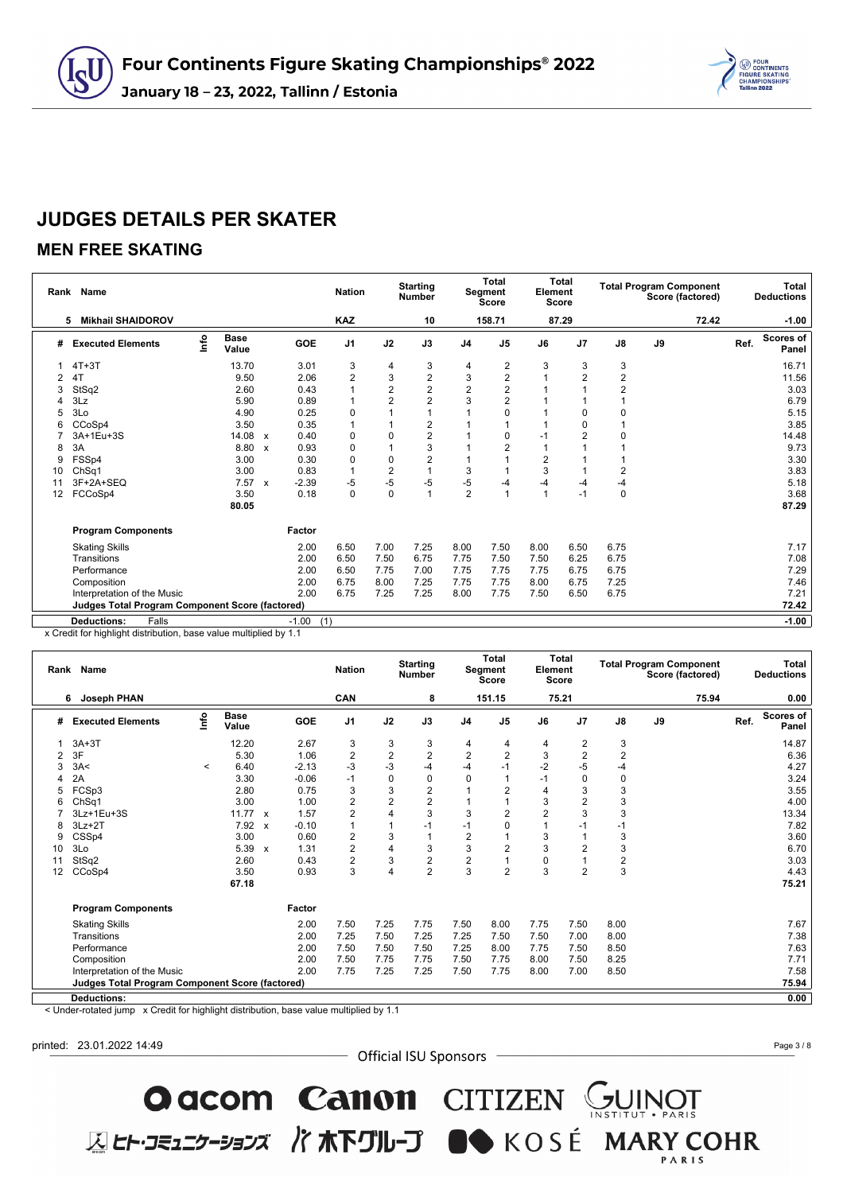# Four Continents Figure Skating Championships® 2022

**January 18 – 23, 2022, Tallinn / Estonia**

## JUDGES DETAILS PER SKATER

### MEN FREE SKATING

| Rank | Name | Nation | Starting Number | Total Segment Score | Total Element Score | Total Program Component Score (factored) | Total Deductions |
|---|---|---|---|---|---|---|---|
| 5 | Mikhail SHAIDOROV | KAZ | 10 | 158.71 | 87.29 | 72.42 | -1.00 |

| # | Executed Elements | Info | Base Value | | GOE | J1 | J2 | J3 | J4 | J5 | J6 | J7 | J8 | J9 | Ref. | Scores of Panel |
|---|---|---|---|---|---|---|---|---|---|---|---|---|---|---|---|---|
| 1 | 4T+3T | | 13.70 | | 3.01 | 3 | 4 | 3 | 4 | 2 | 3 | 3 | 3 | | | 16.71 |
| 2 | 4T | | 9.50 | | 2.06 | 2 | 3 | 2 | 3 | 2 | 1 | 2 | 2 | | | 11.56 |
| 3 | StSq2 | | 2.60 | | 0.43 | 1 | 2 | 2 | 2 | 2 | 1 | 1 | 2 | | | 3.03 |
| 4 | 3Lz | | 5.90 | | 0.89 | 1 | 2 | 2 | 3 | 2 | 1 | 1 | 1 | | | 6.79 |
| 5 | 3Lo | | 4.90 | | 0.25 | 0 | 1 | 1 | 1 | 0 | 1 | 0 | 0 | | | 5.15 |
| 6 | CCoSp4 | | 3.50 | | 0.35 | 1 | 1 | 2 | 1 | 1 | 1 | 0 | 1 | | | 3.85 |
| 7 | 3A+1Eu+3S | | 14.08 | x | 0.40 | 0 | 0 | 2 | 1 | 0 | -1 | 2 | 0 | | | 14.48 |
| 8 | 3A | | 8.80 | x | 0.93 | 0 | 1 | 3 | 1 | 2 | 1 | 1 | 1 | | | 9.73 |
| 9 | FSSp4 | | 3.00 | | 0.30 | 0 | 0 | 2 | 1 | 1 | 2 | 1 | 1 | | | 3.30 |
| 10 | ChSq1 | | 3.00 | | 0.83 | 1 | 2 | 1 | 3 | 1 | 3 | 1 | 2 | | | 3.83 |
| 11 | 3F+2A+SEQ | | 7.57 | x | -2.39 | -5 | -5 | -5 | -5 | -4 | -4 | -4 | -4 | | | 5.18 |
| 12 | FCCoSp4 | | 3.50 | | 0.18 | 0 | 0 | 1 | 2 | 1 | 1 | -1 | 0 | | | 3.68 |
| | | | 80.05 | | | | | | | | | | | | | 87.29 |

| Program Components | Factor | J1 | J2 | J3 | J4 | J5 | J6 | J7 | J8 | J9 | Scores of Panel |
|---|---|---|---|---|---|---|---|---|---|---|---|
| Skating Skills | 2.00 | 6.50 | 7.00 | 7.25 | 8.00 | 7.50 | 8.00 | 6.50 | 6.75 | | 7.17 |
| Transitions | 2.00 | 6.50 | 7.50 | 6.75 | 7.75 | 7.50 | 7.50 | 6.25 | 6.75 | | 7.08 |
| Performance | 2.00 | 6.50 | 7.75 | 7.00 | 7.75 | 7.75 | 7.75 | 6.75 | 6.75 | | 7.29 |
| Composition | 2.00 | 6.75 | 8.00 | 7.25 | 7.75 | 7.75 | 8.00 | 6.75 | 7.25 | | 7.46 |
| Interpretation of the Music | 2.00 | 6.75 | 7.25 | 7.25 | 8.00 | 7.75 | 7.50 | 6.50 | 6.75 | | 7.21 |
| **Judges Total Program Component Score (factored)** | | | | | | | | | | | 72.42 |

**Deductions:** Falls -1.00 (1) — **-1.00**

x Credit for highlight distribution, base value multiplied by 1.1

| Rank | Name | Nation | Starting Number | Total Segment Score | Total Element Score | Total Program Component Score (factored) | Total Deductions |
|---|---|---|---|---|---|---|---|
| 6 | Joseph PHAN | CAN | 8 | 151.15 | 75.21 | 75.94 | 0.00 |

| # | Executed Elements | Info | Base Value | | GOE | J1 | J2 | J3 | J4 | J5 | J6 | J7 | J8 | J9 | Ref. | Scores of Panel |
|---|---|---|---|---|---|---|---|---|---|---|---|---|---|---|---|---|
| 1 | 3A+3T | | 12.20 | | 2.67 | 3 | 3 | 3 | 4 | 4 | 4 | 2 | 3 | | | 14.87 |
| 2 | 3F | | 5.30 | | 1.06 | 2 | 2 | 2 | 2 | 2 | 3 | 2 | 2 | | | 6.36 |
| 3 | 3A< | < | 6.40 | | -2.13 | -3 | -3 | -4 | -4 | -1 | -2 | -5 | -4 | | | 4.27 |
| 4 | 2A | | 3.30 | | -0.06 | -1 | 0 | 0 | 0 | 1 | -1 | 0 | 0 | | | 3.24 |
| 5 | FCSp3 | | 2.80 | | 0.75 | 3 | 3 | 2 | 1 | 2 | 4 | 3 | 3 | | | 3.55 |
| 6 | ChSq1 | | 3.00 | | 1.00 | 2 | 2 | 2 | 1 | 1 | 3 | 2 | 3 | | | 4.00 |
| 7 | 3Lz+1Eu+3S | | 11.77 | x | 1.57 | 2 | 4 | 3 | 3 | 2 | 2 | 3 | 3 | | | 13.34 |
| 8 | 3Lz+2T | | 7.92 | x | -0.10 | 1 | 1 | -1 | -1 | 0 | 1 | -1 | -1 | | | 7.82 |
| 9 | CSSp4 | | 3.00 | | 0.60 | 2 | 3 | 1 | 2 | 1 | 3 | 1 | 3 | | | 3.60 |
| 10 | 3Lo | | 5.39 | x | 1.31 | 2 | 4 | 3 | 3 | 2 | 3 | 2 | 3 | | | 6.70 |
| 11 | StSq2 | | 2.60 | | 0.43 | 2 | 3 | 2 | 2 | 1 | 0 | 1 | 2 | | | 3.03 |
| 12 | CCoSp4 | | 3.50 | | 0.93 | 3 | 4 | 2 | 3 | 2 | 3 | 2 | 3 | | | 4.43 |
| | | | 67.18 | | | | | | | | | | | | | 75.21 |

| Program Components | Factor | J1 | J2 | J3 | J4 | J5 | J6 | J7 | J8 | J9 | Scores of Panel |
|---|---|---|---|---|---|---|---|---|---|---|---|
| Skating Skills | 2.00 | 7.50 | 7.25 | 7.75 | 7.50 | 8.00 | 7.75 | 7.50 | 8.00 | | 7.67 |
| Transitions | 2.00 | 7.25 | 7.50 | 7.25 | 7.25 | 7.50 | 7.50 | 7.00 | 8.00 | | 7.38 |
| Performance | 2.00 | 7.50 | 7.50 | 7.50 | 7.25 | 8.00 | 7.75 | 7.50 | 8.50 | | 7.63 |
| Composition | 2.00 | 7.50 | 7.75 | 7.75 | 7.50 | 7.75 | 8.00 | 7.50 | 8.25 | | 7.71 |
| Interpretation of the Music | 2.00 | 7.75 | 7.25 | 7.25 | 7.50 | 7.75 | 8.00 | 7.00 | 8.50 | | 7.58 |
| **Judges Total Program Component Score (factored)** | | | | | | | | | | | 75.94 |

**Deductions:** — **0.00**

< Under-rotated jump x Credit for highlight distribution, base value multiplied by 1.1

printed: 23.01.2022 14:49

Official ISU Sponsors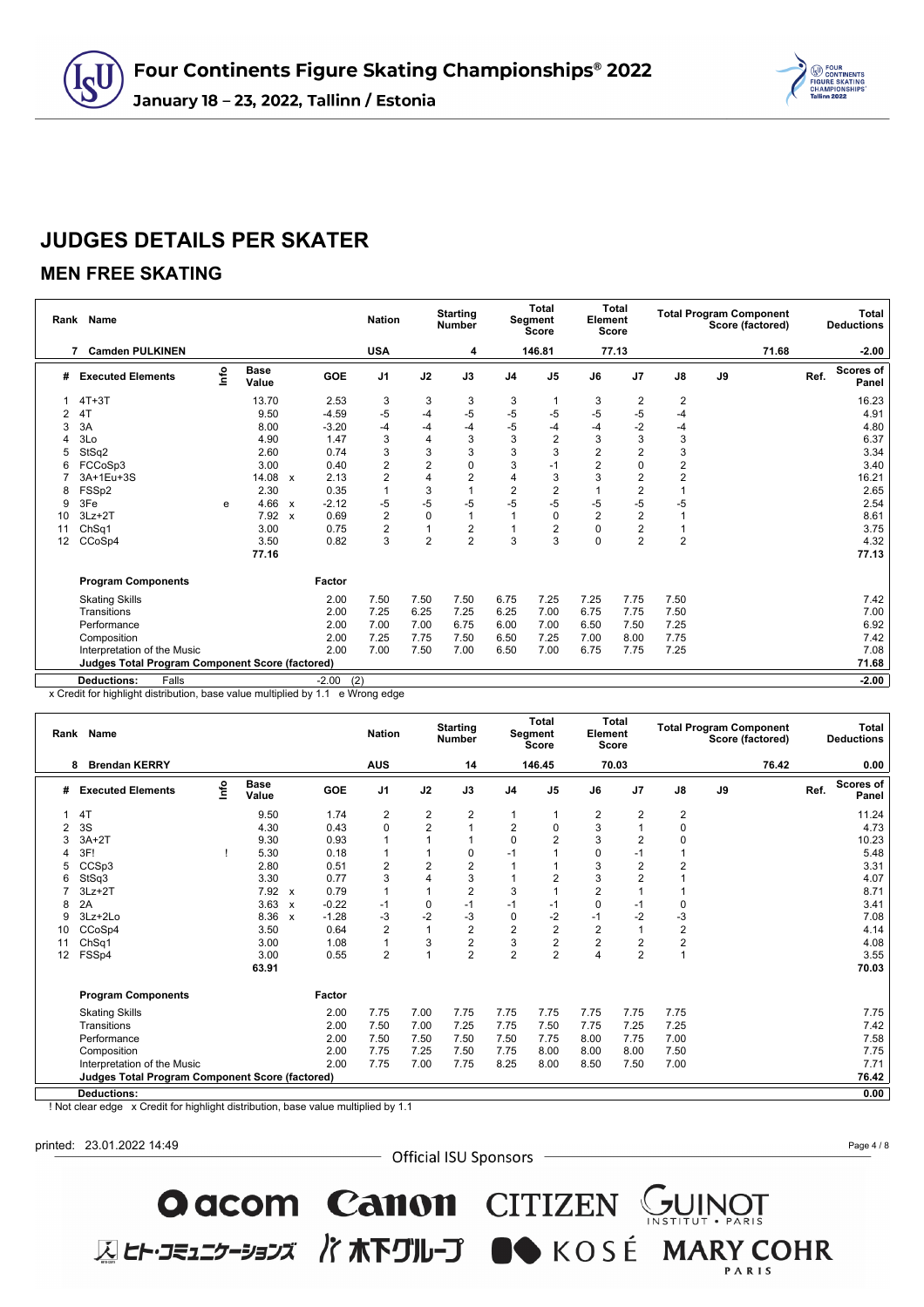# JUDGES DETAILS PER SKATER

## MEN FREE SKATING

| Rank | Name | Nation | Starting Number | Total Segment Score | Total Element Score | Total Program Component Score (factored) | Total Deductions |
|---|---|---|---|---|---|---|---|
| 7 | Camden PULKINEN | USA | 4 | 146.81 | 77.13 | 71.68 | -2.00 |

| # | Executed Elements | Info | Base Value | | GOE | J1 | J2 | J3 | J4 | J5 | J6 | J7 | J8 | J9 | Ref. | Scores of Panel |
|---|---|---|---|---|---|---|---|---|---|---|---|---|---|---|---|---|
| 1 | 4T+3T | | 13.70 | | 2.53 | 3 | 3 | 3 | 3 | 1 | 3 | 2 | 2 | | | 16.23 |
| 2 | 4T | | 9.50 | | -4.59 | -5 | -4 | -5 | -5 | -5 | -5 | -5 | -4 | | | 4.91 |
| 3 | 3A | | 8.00 | | -3.20 | -4 | -4 | -4 | -5 | -4 | -4 | -2 | -4 | | | 4.80 |
| 4 | 3Lo | | 4.90 | | 1.47 | 3 | 4 | 3 | 3 | 2 | 3 | 3 | 3 | | | 6.37 |
| 5 | StSq2 | | 2.60 | | 0.74 | 3 | 3 | 3 | 3 | 3 | 2 | 2 | 3 | | | 3.34 |
| 6 | FCCoSp3 | | 3.00 | | 0.40 | 2 | 2 | 0 | 3 | -1 | 2 | 0 | 2 | | | 3.40 |
| 7 | 3A+1Eu+3S | | 14.08 | x | 2.13 | 2 | 4 | 2 | 4 | 3 | 3 | 2 | 2 | | | 16.21 |
| 8 | FSSp2 | | 2.30 | | 0.35 | 1 | 3 | 1 | 2 | 2 | 1 | 2 | 1 | | | 2.65 |
| 9 | 3Fe | e | 4.66 | x | -2.12 | -5 | -5 | -5 | -5 | -5 | -5 | -5 | -5 | | | 2.54 |
| 10 | 3Lz+2T | | 7.92 | x | 0.69 | 2 | 0 | 1 | 1 | 0 | 2 | 2 | 1 | | | 8.61 |
| 11 | ChSq1 | | 3.00 | | 0.75 | 2 | 1 | 2 | 1 | 2 | 0 | 2 | 1 | | | 3.75 |
| 12 | CCoSp4 | | 3.50 | | 0.82 | 3 | 2 | 2 | 3 | 3 | 0 | 2 | 2 | | | 4.32 |
| | | | 77.16 | | | | | | | | | | | | | 77.13 |

| Program Components | Factor | J1 | J2 | J3 | J4 | J5 | J6 | J7 | J8 | J9 | Ref. | Scores of Panel |
|---|---|---|---|---|---|---|---|---|---|---|---|---|
| Skating Skills | 2.00 | 7.50 | 7.50 | 7.50 | 6.75 | 7.25 | 7.25 | 7.75 | 7.50 | | | 7.42 |
| Transitions | 2.00 | 7.25 | 6.25 | 7.25 | 6.25 | 7.00 | 6.75 | 7.75 | 7.50 | | | 7.00 |
| Performance | 2.00 | 7.00 | 7.00 | 6.75 | 6.00 | 7.00 | 6.50 | 7.50 | 7.25 | | | 6.92 |
| Composition | 2.00 | 7.25 | 7.75 | 7.50 | 6.50 | 7.25 | 7.00 | 8.00 | 7.75 | | | 7.42 |
| Interpretation of the Music | 2.00 | 7.00 | 7.50 | 7.00 | 6.50 | 7.00 | 6.75 | 7.75 | 7.25 | | | 7.08 |
| Judges Total Program Component Score (factored) | | | | | | | | | | | | 71.68 |
| Deductions: Falls | -2.00 (2) | | | | | | | | | | | -2.00 |

x Credit for highlight distribution, base value multiplied by 1.1 e Wrong edge

| Rank | Name | Nation | Starting Number | Total Segment Score | Total Element Score | Total Program Component Score (factored) | Total Deductions |
|---|---|---|---|---|---|---|---|
| 8 | Brendan KERRY | AUS | 14 | 146.45 | 70.03 | 76.42 | 0.00 |

| # | Executed Elements | Info | Base Value | | GOE | J1 | J2 | J3 | J4 | J5 | J6 | J7 | J8 | J9 | Ref. | Scores of Panel |
|---|---|---|---|---|---|---|---|---|---|---|---|---|---|---|---|---|
| 1 | 4T | | 9.50 | | 1.74 | 2 | 2 | 2 | 1 | 1 | 2 | 2 | 2 | | | 11.24 |
| 2 | 3S | | 4.30 | | 0.43 | 0 | 2 | 1 | 2 | 0 | 3 | 1 | 0 | | | 4.73 |
| 3 | 3A+2T | | 9.30 | | 0.93 | 1 | 1 | 1 | 0 | 2 | 3 | 2 | 0 | | | 10.23 |
| 4 | 3F! | ! | 5.30 | | 0.18 | 1 | 1 | 0 | -1 | 1 | 0 | -1 | 1 | | | 5.48 |
| 5 | CCSp3 | | 2.80 | | 0.51 | 2 | 2 | 2 | 1 | 1 | 3 | 2 | 2 | | | 3.31 |
| 6 | StSq3 | | 3.30 | | 0.77 | 3 | 4 | 3 | 1 | 2 | 3 | 2 | 1 | | | 4.07 |
| 7 | 3Lz+2T | | 7.92 | x | 0.79 | 1 | 1 | 2 | 3 | 1 | 2 | 1 | 1 | | | 8.71 |
| 8 | 2A | | 3.63 | x | -0.22 | -1 | 0 | -1 | -1 | -1 | 0 | -1 | 0 | | | 3.41 |
| 9 | 3Lz+2Lo | | 8.36 | x | -1.28 | -3 | -2 | -3 | 0 | -2 | -1 | -2 | -3 | | | 7.08 |
| 10 | CCoSp4 | | 3.50 | | 0.64 | 2 | 1 | 2 | 2 | 2 | 2 | 1 | 2 | | | 4.14 |
| 11 | ChSq1 | | 3.00 | | 1.08 | 1 | 3 | 2 | 3 | 2 | 2 | 2 | 2 | | | 4.08 |
| 12 | FSSp4 | | 3.00 | | 0.55 | 2 | 1 | 2 | 2 | 2 | 4 | 2 | 1 | | | 3.55 |
| | | | 63.91 | | | | | | | | | | | | | 70.03 |

| Program Components | Factor | J1 | J2 | J3 | J4 | J5 | J6 | J7 | J8 | J9 | Ref. | Scores of Panel |
|---|---|---|---|---|---|---|---|---|---|---|---|---|
| Skating Skills | 2.00 | 7.75 | 7.00 | 7.75 | 7.75 | 7.75 | 7.75 | 7.75 | 7.75 | | | 7.75 |
| Transitions | 2.00 | 7.50 | 7.00 | 7.25 | 7.75 | 7.50 | 7.75 | 7.25 | 7.25 | | | 7.42 |
| Performance | 2.00 | 7.50 | 7.50 | 7.50 | 7.50 | 7.75 | 8.00 | 7.75 | 7.00 | | | 7.58 |
| Composition | 2.00 | 7.75 | 7.25 | 7.50 | 7.75 | 8.00 | 8.00 | 8.00 | 7.50 | | | 7.75 |
| Interpretation of the Music | 2.00 | 7.75 | 7.00 | 7.75 | 8.25 | 8.00 | 8.50 | 7.50 | 7.00 | | | 7.71 |
| Judges Total Program Component Score (factored) | | | | | | | | | | | | 76.42 |
| Deductions: | | | | | | | | | | | | 0.00 |

! Not clear edge x Credit for highlight distribution, base value multiplied by 1.1

printed: 23.01.2022 14:49

Official ISU Sponsors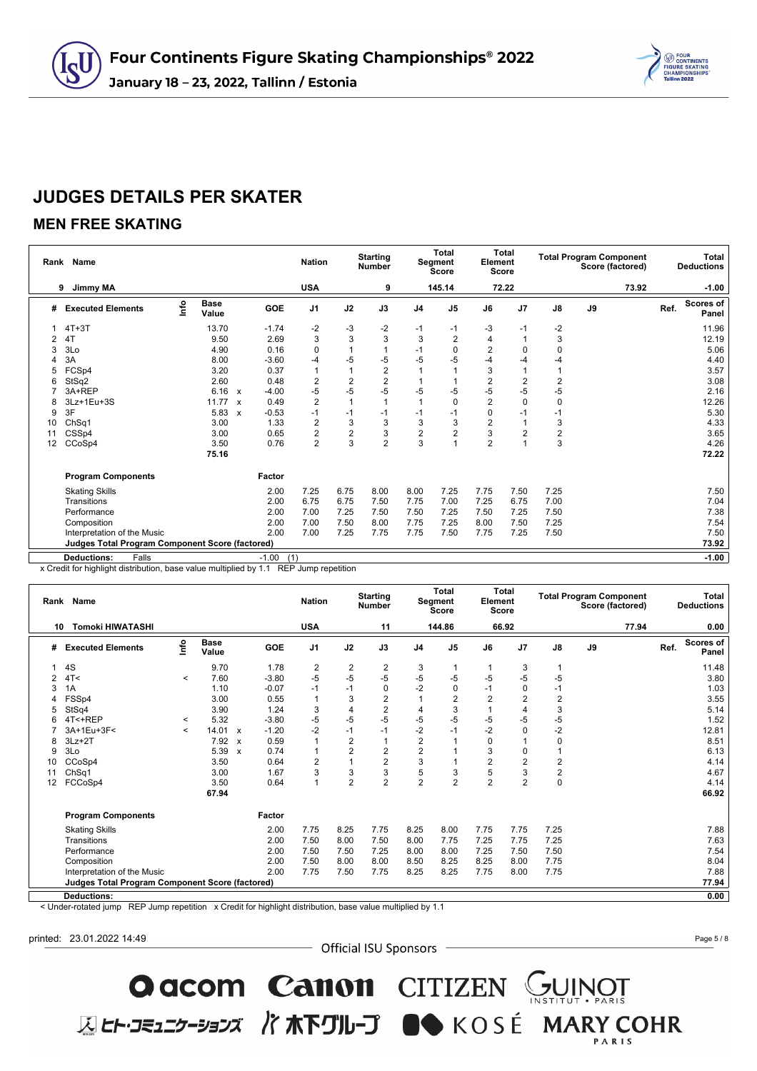# JUDGES DETAILS PER SKATER

## MEN FREE SKATING

| Rank | Name | Nation | Starting Number | Total Segment Score | Total Element Score | Total Program Component Score (factored) | Total Deductions |
|---|---|---|---|---|---|---|---|
| 9 | Jimmy MA | USA | 9 | 145.14 | 72.22 | 73.92 | -1.00 |

| # | Executed Elements | Info | Base Value | | GOE | J1 | J2 | J3 | J4 | J5 | J6 | J7 | J8 | J9 | Ref. | Scores of Panel |
|---|---|---|---|---|---|---|---|---|---|---|---|---|---|---|---|---|
| 1 | 4T+3T | | 13.70 | | -1.74 | -2 | -3 | -2 | -1 | -1 | -3 | -1 | -2 | | | 11.96 |
| 2 | 4T | | 9.50 | | 2.69 | 3 | 3 | 3 | 3 | 2 | 4 | 1 | 3 | | | 12.19 |
| 3 | 3Lo | | 4.90 | | 0.16 | 0 | 1 | 1 | -1 | 0 | 2 | 0 | 0 | | | 5.06 |
| 4 | 3A | | 8.00 | | -3.60 | -4 | -5 | -5 | -5 | -5 | -4 | -4 | -4 | | | 4.40 |
| 5 | FCSp4 | | 3.20 | | 0.37 | 1 | 1 | 2 | 1 | 1 | 3 | 1 | 1 | | | 3.57 |
| 6 | StSq2 | | 2.60 | | 0.48 | 2 | 2 | 2 | 1 | 1 | 2 | 2 | 2 | | | 3.08 |
| 7 | 3A+REP | | 6.16 | x | -4.00 | -5 | -5 | -5 | -5 | -5 | -5 | -5 | -5 | | | 2.16 |
| 8 | 3Lz+1Eu+3S | | 11.77 | x | 0.49 | 2 | 1 | 1 | 1 | 0 | 2 | 0 | 0 | | | 12.26 |
| 9 | 3F | | 5.83 | x | -0.53 | -1 | -1 | -1 | -1 | -1 | 0 | -1 | -1 | | | 5.30 |
| 10 | ChSq1 | | 3.00 | | 1.33 | 2 | 3 | 3 | 3 | 3 | 2 | 1 | 3 | | | 4.33 |
| 11 | CSSp4 | | 3.00 | | 0.65 | 2 | 2 | 3 | 2 | 2 | 3 | 2 | 2 | | | 3.65 |
| 12 | CCoSp4 | | 3.50 | | 0.76 | 2 | 3 | 2 | 3 | 1 | 2 | 1 | 3 | | | 4.26 |
| | | | 75.16 | | | | | | | | | | | | | 72.22 |

| Program Components | Factor | J1 | J2 | J3 | J4 | J5 | J6 | J7 | J8 | J9 | Ref. | Scores of Panel |
|---|---|---|---|---|---|---|---|---|---|---|---|---|
| Skating Skills | 2.00 | 7.25 | 6.75 | 8.00 | 8.00 | 7.25 | 7.75 | 7.50 | 7.25 | | | 7.50 |
| Transitions | 2.00 | 6.75 | 6.75 | 7.50 | 7.75 | 7.00 | 7.25 | 6.75 | 7.00 | | | 7.04 |
| Performance | 2.00 | 7.00 | 7.25 | 7.50 | 7.50 | 7.25 | 7.50 | 7.25 | 7.50 | | | 7.38 |
| Composition | 2.00 | 7.00 | 7.50 | 8.00 | 7.75 | 7.25 | 8.00 | 7.50 | 7.25 | | | 7.54 |
| Interpretation of the Music | 2.00 | 7.00 | 7.25 | 7.75 | 7.75 | 7.50 | 7.75 | 7.25 | 7.50 | | | 7.50 |
| Judges Total Program Component Score (factored) | | | | | | | | | | | | 73.92 |
| Deductions: Falls | -1.00 (1) | | | | | | | | | | | -1.00 |

x Credit for highlight distribution, base value multiplied by 1.1 REP Jump repetition

| Rank | Name | Nation | Starting Number | Total Segment Score | Total Element Score | Total Program Component Score (factored) | Total Deductions |
|---|---|---|---|---|---|---|---|
| 10 | Tomoki HIWATASHI | USA | 11 | 144.86 | 66.92 | 77.94 | 0.00 |

| # | Executed Elements | Info | Base Value | | GOE | J1 | J2 | J3 | J4 | J5 | J6 | J7 | J8 | J9 | Ref. | Scores of Panel |
|---|---|---|---|---|---|---|---|---|---|---|---|---|---|---|---|---|
| 1 | 4S | | 9.70 | | 1.78 | 2 | 2 | 2 | 3 | 1 | 1 | 3 | 1 | | | 11.48 |
| 2 | 4T< | < | 7.60 | | -3.80 | -5 | -5 | -5 | -5 | -5 | -5 | -5 | -5 | | | 3.80 |
| 3 | 1A | | 1.10 | | -0.07 | -1 | -1 | 0 | -2 | 0 | -1 | 0 | -1 | | | 1.03 |
| 4 | FSSp4 | | 3.00 | | 0.55 | 1 | 3 | 2 | 1 | 2 | 2 | 2 | 2 | | | 3.55 |
| 5 | StSq4 | | 3.90 | | 1.24 | 3 | 4 | 2 | 4 | 3 | 1 | 4 | 3 | | | 5.14 |
| 6 | 4T<+REP | < | 5.32 | | -3.80 | -5 | -5 | -5 | -5 | -5 | -5 | -5 | -5 | | | 1.52 |
| 7 | 3A+1Eu+3F< | < | 14.01 | x | -1.20 | -2 | -1 | -1 | -2 | -1 | -2 | 0 | -2 | | | 12.81 |
| 8 | 3Lz+2T | | 7.92 | x | 0.59 | 1 | 2 | 1 | 2 | 1 | 0 | 1 | 0 | | | 8.51 |
| 9 | 3Lo | | 5.39 | x | 0.74 | 1 | 2 | 2 | 2 | 1 | 3 | 0 | 1 | | | 6.13 |
| 10 | CCoSp4 | | 3.50 | | 0.64 | 2 | 1 | 2 | 3 | 1 | 2 | 2 | 2 | | | 4.14 |
| 11 | ChSq1 | | 3.00 | | 1.67 | 3 | 3 | 3 | 5 | 3 | 5 | 3 | 2 | | | 4.67 |
| 12 | FCCoSp4 | | 3.50 | | 0.64 | 1 | 2 | 2 | 2 | 2 | 2 | 2 | 0 | | | 4.14 |
| | | | 67.94 | | | | | | | | | | | | | 66.92 |

| Program Components | Factor | J1 | J2 | J3 | J4 | J5 | J6 | J7 | J8 | J9 | Ref. | Scores of Panel |
|---|---|---|---|---|---|---|---|---|---|---|---|---|
| Skating Skills | 2.00 | 7.75 | 8.25 | 7.75 | 8.25 | 8.00 | 7.75 | 7.75 | 7.25 | | | 7.88 |
| Transitions | 2.00 | 7.50 | 8.00 | 7.50 | 8.00 | 7.75 | 7.25 | 7.75 | 7.25 | | | 7.63 |
| Performance | 2.00 | 7.50 | 7.50 | 7.25 | 8.00 | 8.00 | 7.25 | 7.50 | 7.50 | | | 7.54 |
| Composition | 2.00 | 7.50 | 8.00 | 8.00 | 8.50 | 8.25 | 8.25 | 8.00 | 7.75 | | | 8.04 |
| Interpretation of the Music | 2.00 | 7.75 | 7.50 | 7.75 | 8.25 | 8.25 | 7.75 | 8.00 | 7.75 | | | 7.88 |
| Judges Total Program Component Score (factored) | | | | | | | | | | | | 77.94 |
| Deductions: | | | | | | | | | | | | 0.00 |

< Under-rotated jump REP Jump repetition x Credit for highlight distribution, base value multiplied by 1.1

printed: 23.01.2022 14:49

Official ISU Sponsors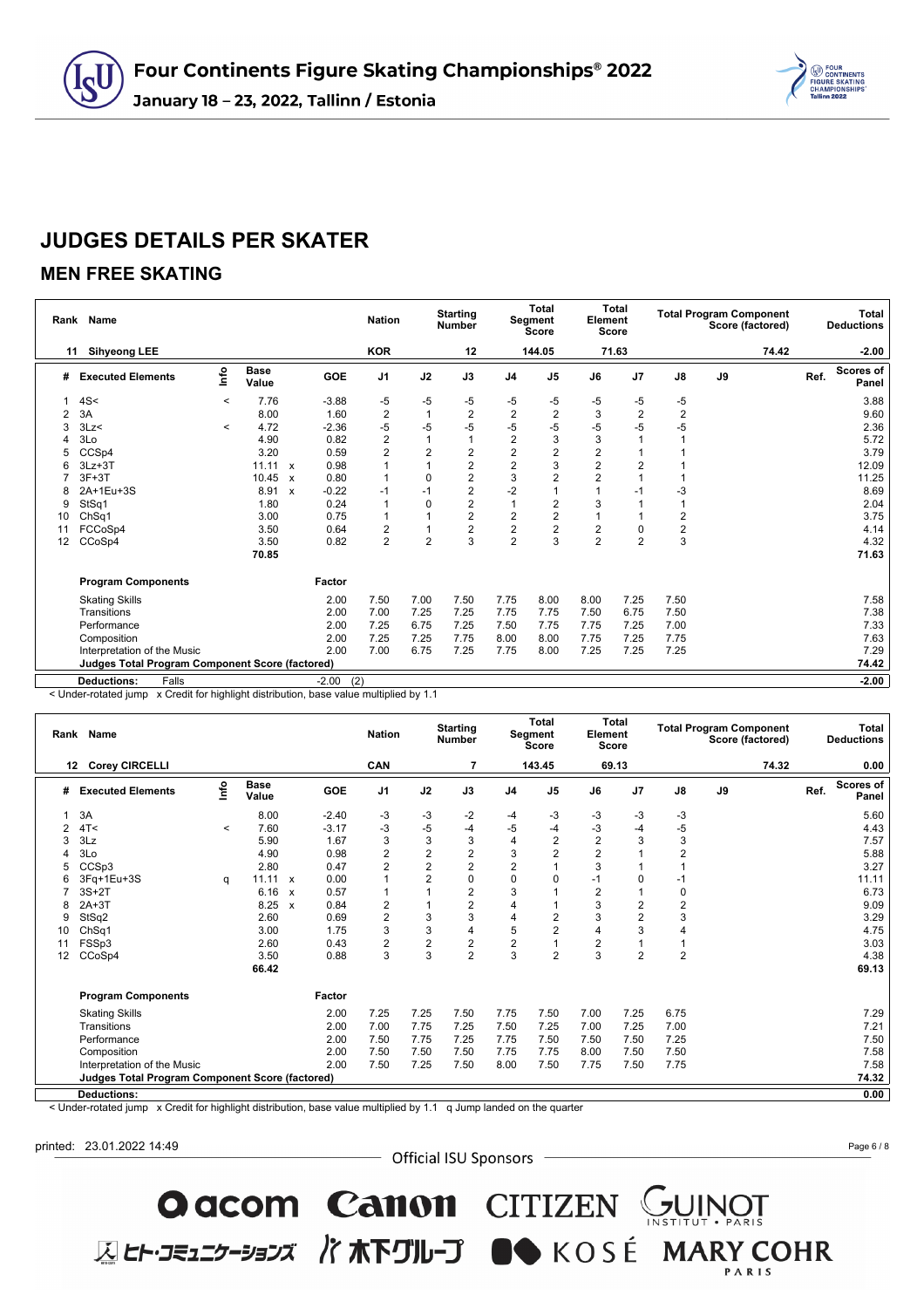# JUDGES DETAILS PER SKATER

## MEN FREE SKATING

| Rank | Name | Nation | Starting Number | Total Segment Score | Total Element Score | Total Program Component Score (factored) | Total Deductions |
|---|---|---|---|---|---|---|---|
| 11 | Sihyeong LEE | KOR | 12 | 144.05 | 71.63 | 74.42 | -2.00 |

| # | Executed Elements | Info | Base Value | | GOE | J1 | J2 | J3 | J4 | J5 | J6 | J7 | J8 | J9 | Ref. | Scores of Panel |
|---|---|---|---|---|---|---|---|---|---|---|---|---|---|---|---|---|
| 1 | 4S< | < | 7.76 | | -3.88 | -5 | -5 | -5 | -5 | -5 | -5 | -5 | -5 | | | 3.88 |
| 2 | 3A | | 8.00 | | 1.60 | 2 | 1 | 2 | 2 | 2 | 3 | 2 | 2 | | | 9.60 |
| 3 | 3Lz< | < | 4.72 | | -2.36 | -5 | -5 | -5 | -5 | -5 | -5 | -5 | -5 | | | 2.36 |
| 4 | 3Lo | | 4.90 | | 0.82 | 2 | 1 | 1 | 2 | 3 | 3 | 1 | 1 | | | 5.72 |
| 5 | CCSp4 | | 3.20 | | 0.59 | 2 | 2 | 2 | 2 | 2 | 2 | 1 | 1 | | | 3.79 |
| 6 | 3Lz+3T | | 11.11 | x | 0.98 | 1 | 1 | 2 | 2 | 3 | 2 | 2 | 1 | | | 12.09 |
| 7 | 3F+3T | | 10.45 | x | 0.80 | 1 | 0 | 2 | 3 | 2 | 2 | 1 | 1 | | | 11.25 |
| 8 | 2A+1Eu+3S | | 8.91 | x | -0.22 | -1 | -1 | 2 | -2 | 1 | 1 | -1 | -3 | | | 8.69 |
| 9 | StSq1 | | 1.80 | | 0.24 | 1 | 0 | 2 | 1 | 2 | 3 | 1 | 1 | | | 2.04 |
| 10 | ChSq1 | | 3.00 | | 0.75 | 1 | 1 | 2 | 2 | 2 | 1 | 1 | 2 | | | 3.75 |
| 11 | FCCoSp4 | | 3.50 | | 0.64 | 2 | 1 | 2 | 2 | 2 | 2 | 0 | 2 | | | 4.14 |
| 12 | CCoSp4 | | 3.50 | | 0.82 | 2 | 2 | 3 | 2 | 3 | 2 | 2 | 3 | | | 4.32 |
| | | | 70.85 | | | | | | | | | | | | | 71.63 |

| Program Components | Factor | J1 | J2 | J3 | J4 | J5 | J6 | J7 | J8 | J9 | Scores of Panel |
|---|---|---|---|---|---|---|---|---|---|---|---|
| Skating Skills | 2.00 | 7.50 | 7.00 | 7.50 | 7.75 | 8.00 | 8.00 | 7.25 | 7.50 | | 7.58 |
| Transitions | 2.00 | 7.00 | 7.25 | 7.25 | 7.75 | 7.75 | 7.50 | 6.75 | 7.50 | | 7.38 |
| Performance | 2.00 | 7.25 | 6.75 | 7.25 | 7.50 | 7.75 | 7.75 | 7.25 | 7.00 | | 7.33 |
| Composition | 2.00 | 7.25 | 7.25 | 7.75 | 8.00 | 8.00 | 7.75 | 7.25 | 7.75 | | 7.63 |
| Interpretation of the Music | 2.00 | 7.00 | 6.75 | 7.25 | 7.75 | 8.00 | 7.25 | 7.25 | 7.25 | | 7.29 |
| Judges Total Program Component Score (factored) | | | | | | | | | | | 74.42 |
| Deductions: Falls | -2.00 (2) | | | | | | | | | | -2.00 |

< Under-rotated jump x Credit for highlight distribution, base value multiplied by 1.1

| Rank | Name | Nation | Starting Number | Total Segment Score | Total Element Score | Total Program Component Score (factored) | Total Deductions |
|---|---|---|---|---|---|---|---|
| 12 | Corey CIRCELLI | CAN | 7 | 143.45 | 69.13 | 74.32 | 0.00 |

| # | Executed Elements | Info | Base Value | | GOE | J1 | J2 | J3 | J4 | J5 | J6 | J7 | J8 | J9 | Ref. | Scores of Panel |
|---|---|---|---|---|---|---|---|---|---|---|---|---|---|---|---|---|
| 1 | 3A | | 8.00 | | -2.40 | -3 | -3 | -2 | -4 | -3 | -3 | -3 | -3 | | | 5.60 |
| 2 | 4T< | < | 7.60 | | -3.17 | -3 | -5 | -4 | -5 | -4 | -3 | -4 | -5 | | | 4.43 |
| 3 | 3Lz | | 5.90 | | 1.67 | 3 | 3 | 3 | 4 | 2 | 2 | 3 | 3 | | | 7.57 |
| 4 | 3Lo | | 4.90 | | 0.98 | 2 | 2 | 2 | 3 | 2 | 2 | 1 | 2 | | | 5.88 |
| 5 | CCSp3 | | 2.80 | | 0.47 | 2 | 2 | 2 | 2 | 1 | 3 | 1 | 1 | | | 3.27 |
| 6 | 3Fq+1Eu+3S | q | 11.11 | x | 0.00 | 1 | 2 | 0 | 0 | 0 | -1 | 0 | -1 | | | 11.11 |
| 7 | 3S+2T | | 6.16 | x | 0.57 | 1 | 1 | 2 | 3 | 1 | 2 | 1 | 0 | | | 6.73 |
| 8 | 2A+3T | | 8.25 | x | 0.84 | 2 | 1 | 2 | 4 | 1 | 3 | 2 | 2 | | | 9.09 |
| 9 | StSq2 | | 2.60 | | 0.69 | 2 | 3 | 3 | 4 | 2 | 3 | 2 | 3 | | | 3.29 |
| 10 | ChSq1 | | 3.00 | | 1.75 | 3 | 3 | 4 | 5 | 2 | 4 | 3 | 4 | | | 4.75 |
| 11 | FSSp3 | | 2.60 | | 0.43 | 2 | 2 | 2 | 2 | 1 | 2 | 1 | 1 | | | 3.03 |
| 12 | CCoSp4 | | 3.50 | | 0.88 | 3 | 3 | 2 | 3 | 2 | 3 | 2 | 2 | | | 4.38 |
| | | | 66.42 | | | | | | | | | | | | | 69.13 |

| Program Components | Factor | J1 | J2 | J3 | J4 | J5 | J6 | J7 | J8 | J9 | Scores of Panel |
|---|---|---|---|---|---|---|---|---|---|---|---|
| Skating Skills | 2.00 | 7.25 | 7.25 | 7.50 | 7.75 | 7.50 | 7.00 | 7.25 | 6.75 | | 7.29 |
| Transitions | 2.00 | 7.00 | 7.75 | 7.25 | 7.50 | 7.25 | 7.00 | 7.25 | 7.00 | | 7.21 |
| Performance | 2.00 | 7.50 | 7.75 | 7.25 | 7.75 | 7.50 | 7.50 | 7.50 | 7.25 | | 7.50 |
| Composition | 2.00 | 7.50 | 7.50 | 7.50 | 7.75 | 7.75 | 8.00 | 7.50 | 7.50 | | 7.58 |
| Interpretation of the Music | 2.00 | 7.50 | 7.25 | 7.50 | 8.00 | 7.50 | 7.75 | 7.50 | 7.75 | | 7.58 |
| Judges Total Program Component Score (factored) | | | | | | | | | | | 74.32 |
| Deductions: | | | | | | | | | | | 0.00 |

< Under-rotated jump x Credit for highlight distribution, base value multiplied by 1.1 q Jump landed on the quarter

printed: 23.01.2022 14:49

Official ISU Sponsors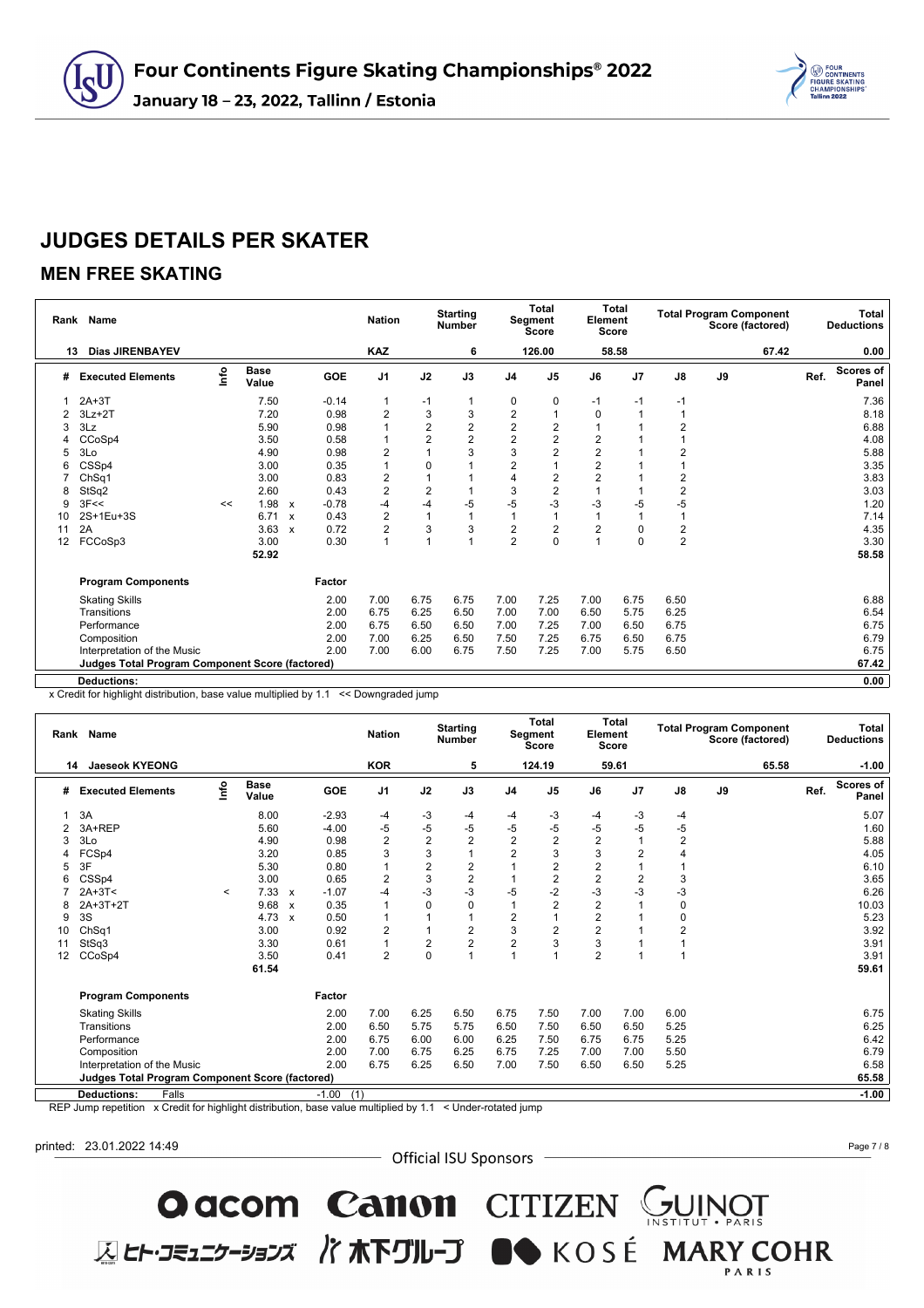# Four Continents Figure Skating Championships® 2022

**January 18 – 23, 2022, Tallinn / Estonia**

## JUDGES DETAILS PER SKATER

### MEN FREE SKATING

| Rank | Name | Nation | Starting Number | Total Segment Score | Total Element Score | Total Program Component Score (factored) | Total Deductions |
|---|---|---|---|---|---|---|---|
| 13 | Dias JIRENBAYEV | KAZ | 6 | 126.00 | 58.58 | 67.42 | 0.00 |

| # | Executed Elements | Info | Base Value | | GOE | J1 | J2 | J3 | J4 | J5 | J6 | J7 | J8 | J9 | Ref. | Scores of Panel |
|---|---|---|---|---|---|---|---|---|---|---|---|---|---|---|---|---|
| 1 | 2A+3T | | 7.50 | | -0.14 | 1 | -1 | 1 | 0 | 0 | -1 | -1 | -1 | | | 7.36 |
| 2 | 3Lz+2T | | 7.20 | | 0.98 | 2 | 3 | 3 | 2 | 1 | 0 | 1 | 1 | | | 8.18 |
| 3 | 3Lz | | 5.90 | | 0.98 | 1 | 2 | 2 | 2 | 2 | 1 | 1 | 2 | | | 6.88 |
| 4 | CCoSp4 | | 3.50 | | 0.58 | 1 | 2 | 2 | 2 | 2 | 2 | 1 | 1 | | | 4.08 |
| 5 | 3Lo | | 4.90 | | 0.98 | 2 | 1 | 3 | 3 | 2 | 2 | 1 | 2 | | | 5.88 |
| 6 | CSSp4 | | 3.00 | | 0.35 | 1 | 0 | 1 | 2 | 1 | 2 | 1 | 1 | | | 3.35 |
| 7 | ChSq1 | | 3.00 | | 0.83 | 2 | 1 | 1 | 4 | 2 | 2 | 1 | 2 | | | 3.83 |
| 8 | StSq2 | | 2.60 | | 0.43 | 2 | 2 | 1 | 3 | 2 | 1 | 1 | 2 | | | 3.03 |
| 9 | 3F<< | << | 1.98 | x | -0.78 | -4 | -4 | -5 | -5 | -3 | -3 | -5 | -5 | | | 1.20 |
| 10 | 2S+1Eu+3S | | 6.71 | x | 0.43 | 2 | 1 | 1 | 1 | 1 | 1 | 1 | 1 | | | 7.14 |
| 11 | 2A | | 3.63 | x | 0.72 | 2 | 3 | 3 | 2 | 2 | 2 | 0 | 2 | | | 4.35 |
| 12 | FCCoSp3 | | 3.00 | | 0.30 | 1 | 1 | 1 | 2 | 0 | 1 | 0 | 2 | | | 3.30 |
| | | | 52.92 | | | | | | | | | | | | | 58.58 |

| Program Components | Factor | J1 | J2 | J3 | J4 | J5 | J6 | J7 | J8 | J9 | Scores of Panel |
|---|---|---|---|---|---|---|---|---|---|---|---|
| Skating Skills | 2.00 | 7.00 | 6.75 | 6.75 | 7.00 | 7.25 | 7.00 | 6.75 | 6.50 | | 6.88 |
| Transitions | 2.00 | 6.75 | 6.25 | 6.50 | 7.00 | 7.00 | 6.50 | 5.75 | 6.25 | | 6.54 |
| Performance | 2.00 | 6.75 | 6.50 | 6.50 | 7.00 | 7.25 | 7.00 | 6.50 | 6.75 | | 6.75 |
| Composition | 2.00 | 7.00 | 6.25 | 6.50 | 7.50 | 7.25 | 6.75 | 6.50 | 6.75 | | 6.79 |
| Interpretation of the Music | 2.00 | 7.00 | 6.00 | 6.75 | 7.50 | 7.25 | 7.00 | 5.75 | 6.50 | | 6.75 |
| Judges Total Program Component Score (factored) | | | | | | | | | | | 67.42 |

**Deductions:** 0.00

x Credit for highlight distribution, base value multiplied by 1.1 << Downgraded jump

| Rank | Name | Nation | Starting Number | Total Segment Score | Total Element Score | Total Program Component Score (factored) | Total Deductions |
|---|---|---|---|---|---|---|---|
| 14 | Jaeseok KYEONG | KOR | 5 | 124.19 | 59.61 | 65.58 | -1.00 |

| # | Executed Elements | Info | Base Value | | GOE | J1 | J2 | J3 | J4 | J5 | J6 | J7 | J8 | J9 | Ref. | Scores of Panel |
|---|---|---|---|---|---|---|---|---|---|---|---|---|---|---|---|---|
| 1 | 3A | | 8.00 | | -2.93 | -4 | -3 | -4 | -4 | -3 | -4 | -3 | -4 | | | 5.07 |
| 2 | 3A+REP | | 5.60 | | -4.00 | -5 | -5 | -5 | -5 | -5 | -5 | -5 | -5 | | | 1.60 |
| 3 | 3Lo | | 4.90 | | 0.98 | 2 | 2 | 2 | 2 | 2 | 2 | 1 | 2 | | | 5.88 |
| 4 | FCSp4 | | 3.20 | | 0.85 | 3 | 3 | 1 | 2 | 3 | 3 | 2 | 4 | | | 4.05 |
| 5 | 3F | | 5.30 | | 0.80 | 1 | 2 | 2 | 1 | 2 | 2 | 1 | 1 | | | 6.10 |
| 6 | CSSp4 | | 3.00 | | 0.65 | 2 | 3 | 2 | 1 | 2 | 2 | 2 | 3 | | | 3.65 |
| 7 | 2A+3T< | < | 7.33 | x | -1.07 | -4 | -3 | -3 | -5 | -2 | -3 | -3 | -3 | | | 6.26 |
| 8 | 2A+3T+2T | | 9.68 | x | 0.35 | 1 | 0 | 0 | 1 | 2 | 2 | 1 | 0 | | | 10.03 |
| 9 | 3S | | 4.73 | x | 0.50 | 1 | 1 | 1 | 2 | 1 | 2 | 1 | 0 | | | 5.23 |
| 10 | ChSq1 | | 3.00 | | 0.92 | 2 | 1 | 2 | 3 | 2 | 2 | 1 | 2 | | | 3.92 |
| 11 | StSq3 | | 3.30 | | 0.61 | 1 | 2 | 2 | 2 | 3 | 3 | 1 | 1 | | | 3.91 |
| 12 | CCoSp4 | | 3.50 | | 0.41 | 2 | 0 | 1 | 1 | 1 | 2 | 1 | 1 | | | 3.91 |
| | | | 61.54 | | | | | | | | | | | | | 59.61 |

| Program Components | Factor | J1 | J2 | J3 | J4 | J5 | J6 | J7 | J8 | J9 | Scores of Panel |
|---|---|---|---|---|---|---|---|---|---|---|---|
| Skating Skills | 2.00 | 7.00 | 6.25 | 6.50 | 6.75 | 7.50 | 7.00 | 7.00 | 6.00 | | 6.75 |
| Transitions | 2.00 | 6.50 | 5.75 | 5.75 | 6.50 | 7.50 | 6.50 | 6.50 | 5.25 | | 6.25 |
| Performance | 2.00 | 6.75 | 6.00 | 6.00 | 6.25 | 7.50 | 6.75 | 6.75 | 5.25 | | 6.42 |
| Composition | 2.00 | 7.00 | 6.75 | 6.25 | 6.75 | 7.25 | 7.00 | 7.00 | 5.50 | | 6.79 |
| Interpretation of the Music | 2.00 | 6.75 | 6.25 | 6.50 | 7.00 | 7.50 | 6.50 | 6.50 | 5.25 | | 6.58 |
| Judges Total Program Component Score (factored) | | | | | | | | | | | 65.58 |

**Deductions:** Falls -1.00 (1) — -1.00

REP Jump repetition x Credit for highlight distribution, base value multiplied by 1.1 < Under-rotated jump

printed: 23.01.2022 14:49

Official ISU Sponsors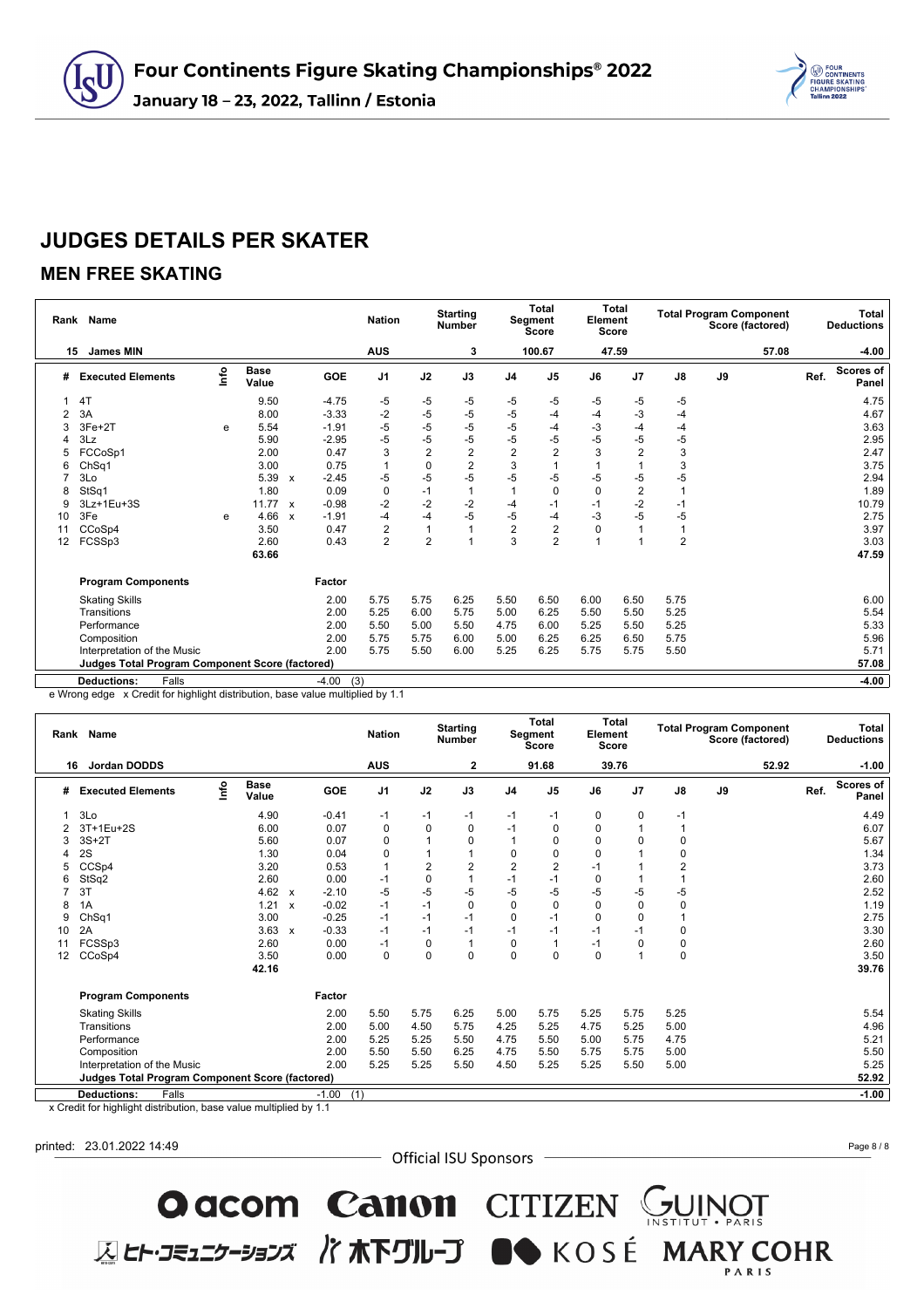# Four Continents Figure Skating Championships® 2022

**January 18 – 23, 2022, Tallinn / Estonia**

## JUDGES DETAILS PER SKATER

### MEN FREE SKATING

| Rank | Name | Nation | Starting Number | Total Segment Score | Total Element Score | Total Program Component Score (factored) | Total Deductions |
|---|---|---|---|---|---|---|---|
| 15 | James MIN | AUS | 3 | 100.67 | 47.59 | 57.08 | -4.00 |

| # | Executed Elements | Info | Base Value | | GOE | J1 | J2 | J3 | J4 | J5 | J6 | J7 | J8 | J9 | Ref. | Scores of Panel |
|---|---|---|---|---|---|---|---|---|---|---|---|---|---|---|---|---|
| 1 | 4T | | 9.50 | | -4.75 | -5 | -5 | -5 | -5 | -5 | -5 | -5 | -5 | | | 4.75 |
| 2 | 3A | | 8.00 | | -3.33 | -2 | -5 | -5 | -5 | -4 | -4 | -3 | -4 | | | 4.67 |
| 3 | 3Fe+2T | e | 5.54 | | -1.91 | -5 | -5 | -5 | -5 | -4 | -3 | -4 | -4 | | | 3.63 |
| 4 | 3Lz | | 5.90 | | -2.95 | -5 | -5 | -5 | -5 | -5 | -5 | -5 | -5 | | | 2.95 |
| 5 | FCCoSp1 | | 2.00 | | 0.47 | 3 | 2 | 2 | 2 | 2 | 3 | 2 | 3 | | | 2.47 |
| 6 | ChSq1 | | 3.00 | | 0.75 | 1 | 0 | 2 | 3 | 1 | 1 | 1 | 3 | | | 3.75 |
| 7 | 3Lo | | 5.39 | x | -2.45 | -5 | -5 | -5 | -5 | -5 | -5 | -5 | -5 | | | 2.94 |
| 8 | StSq1 | | 1.80 | | 0.09 | 0 | -1 | 1 | 1 | 0 | 0 | 2 | 1 | | | 1.89 |
| 9 | 3Lz+1Eu+3S | | 11.77 | x | -0.98 | -2 | -2 | -2 | -4 | -1 | -1 | -2 | -1 | | | 10.79 |
| 10 | 3Fe | e | 4.66 | x | -1.91 | -4 | -4 | -5 | -5 | -4 | -3 | -5 | -5 | | | 2.75 |
| 11 | CCoSp4 | | 3.50 | | 0.47 | 2 | 1 | 1 | 2 | 2 | 0 | 1 | 1 | | | 3.97 |
| 12 | FCSSp3 | | 2.60 | | 0.43 | 2 | 2 | 1 | 3 | 2 | 1 | 1 | 2 | | | 3.03 |
| | | | 63.66 | | | | | | | | | | | | | 47.59 |

| Program Components | Factor | J1 | J2 | J3 | J4 | J5 | J6 | J7 | J8 | J9 | Scores of Panel |
|---|---|---|---|---|---|---|---|---|---|---|---|
| Skating Skills | 2.00 | 5.75 | 5.75 | 6.25 | 5.50 | 6.50 | 6.00 | 6.50 | 5.75 | | 6.00 |
| Transitions | 2.00 | 5.25 | 6.00 | 5.75 | 5.00 | 6.25 | 5.50 | 5.50 | 5.25 | | 5.54 |
| Performance | 2.00 | 5.50 | 5.00 | 5.50 | 4.75 | 6.00 | 5.25 | 5.50 | 5.25 | | 5.33 |
| Composition | 2.00 | 5.75 | 5.75 | 6.00 | 5.00 | 6.25 | 6.25 | 6.50 | 5.75 | | 5.96 |
| Interpretation of the Music | 2.00 | 5.75 | 5.50 | 6.00 | 5.25 | 6.25 | 5.75 | 5.75 | 5.50 | | 5.71 |
| **Judges Total Program Component Score (factored)** | | | | | | | | | | | 57.08 |
| **Deductions:** Falls | -4.00 (3) | | | | | | | | | | -4.00 |

e Wrong edge x Credit for highlight distribution, base value multiplied by 1.1

| Rank | Name | Nation | Starting Number | Total Segment Score | Total Element Score | Total Program Component Score (factored) | Total Deductions |
|---|---|---|---|---|---|---|---|
| 16 | Jordan DODDS | AUS | 2 | 91.68 | 39.76 | 52.92 | -1.00 |

| # | Executed Elements | Info | Base Value | | GOE | J1 | J2 | J3 | J4 | J5 | J6 | J7 | J8 | J9 | Ref. | Scores of Panel |
|---|---|---|---|---|---|---|---|---|---|---|---|---|---|---|---|---|
| 1 | 3Lo | | 4.90 | | -0.41 | -1 | -1 | -1 | -1 | -1 | 0 | 0 | -1 | | | 4.49 |
| 2 | 3T+1Eu+2S | | 6.00 | | 0.07 | 0 | 0 | 0 | -1 | 0 | 0 | 1 | 1 | | | 6.07 |
| 3 | 3S+2T | | 5.60 | | 0.07 | 0 | 1 | 0 | 1 | 0 | 0 | 0 | 0 | | | 5.67 |
| 4 | 2S | | 1.30 | | 0.04 | 0 | 1 | 1 | 0 | 0 | 0 | 1 | 0 | | | 1.34 |
| 5 | CCSp4 | | 3.20 | | 0.53 | 1 | 2 | 2 | 2 | 2 | -1 | 1 | 2 | | | 3.73 |
| 6 | StSq2 | | 2.60 | | 0.00 | -1 | 0 | 1 | -1 | -1 | 0 | 1 | 1 | | | 2.60 |
| 7 | 3T | | 4.62 | x | -2.10 | -5 | -5 | -5 | -5 | -5 | -5 | -5 | -5 | | | 2.52 |
| 8 | 1A | | 1.21 | x | -0.02 | -1 | -1 | 0 | 0 | 0 | 0 | 0 | 0 | | | 1.19 |
| 9 | ChSq1 | | 3.00 | | -0.25 | -1 | -1 | -1 | 0 | -1 | 0 | 0 | 1 | | | 2.75 |
| 10 | 2A | | 3.63 | x | -0.33 | -1 | -1 | -1 | -1 | -1 | -1 | -1 | 0 | | | 3.30 |
| 11 | FCSSp3 | | 2.60 | | 0.00 | -1 | 0 | 1 | 0 | 1 | -1 | 0 | 0 | | | 2.60 |
| 12 | CCoSp4 | | 3.50 | | 0.00 | 0 | 0 | 0 | 0 | 0 | 0 | 1 | 0 | | | 3.50 |
| | | | 42.16 | | | | | | | | | | | | | 39.76 |

| Program Components | Factor | J1 | J2 | J3 | J4 | J5 | J6 | J7 | J8 | J9 | Scores of Panel |
|---|---|---|---|---|---|---|---|---|---|---|---|
| Skating Skills | 2.00 | 5.50 | 5.75 | 6.25 | 5.00 | 5.75 | 5.25 | 5.75 | 5.25 | | 5.54 |
| Transitions | 2.00 | 5.00 | 4.50 | 5.75 | 4.25 | 5.25 | 4.75 | 5.25 | 5.00 | | 4.96 |
| Performance | 2.00 | 5.25 | 5.25 | 5.50 | 4.75 | 5.50 | 5.00 | 5.75 | 4.75 | | 5.21 |
| Composition | 2.00 | 5.50 | 5.50 | 6.25 | 4.75 | 5.50 | 5.75 | 5.75 | 5.00 | | 5.50 |
| Interpretation of the Music | 2.00 | 5.25 | 5.25 | 5.50 | 4.50 | 5.25 | 5.25 | 5.50 | 5.00 | | 5.25 |
| **Judges Total Program Component Score (factored)** | | | | | | | | | | | 52.92 |
| **Deductions:** Falls | -1.00 (1) | | | | | | | | | | -1.00 |

x Credit for highlight distribution, base value multiplied by 1.1

printed: 23.01.2022 14:49

Official ISU Sponsors

acom Canon CITIZEN GUINOT INSTITUT • PARIS

ヒト・コミュニケーションズ 木下グループ KOSÉ MARY COHR PARIS